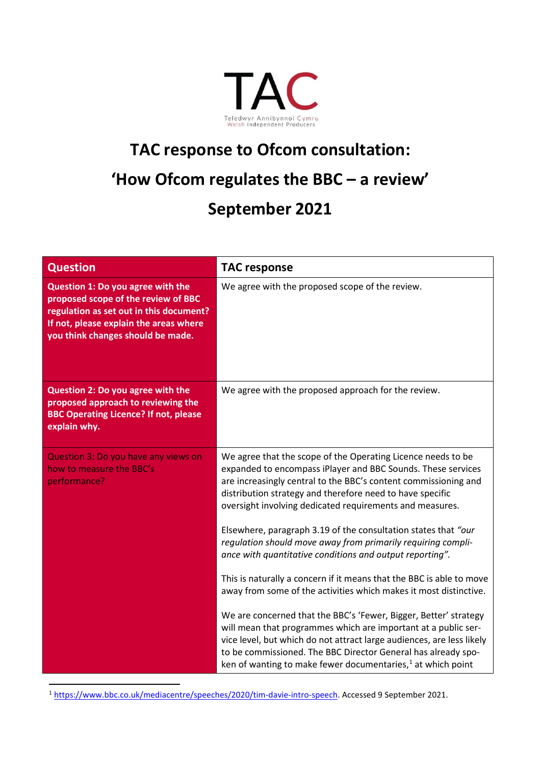TAC

Teledwyr Annibynnol Cymru
Welsh Independent Producers

# TAC response to Ofcom consultation: 'How Ofcom regulates the BBC – a review' September 2021

| Question | TAC response |
|---|---|
| **Question 1: Do you agree with the proposed scope of the review of BBC regulation as set out in this document? If not, please explain the areas where you think changes should be made.** | We agree with the proposed scope of the review. |
| **Question 2: Do you agree with the proposed approach to reviewing the BBC Operating Licence? If not, please explain why.** | We agree with the proposed approach for the review. |
| Question 3: Do you have any views on how to measure the BBC's performance? | We agree that the scope of the Operating Licence needs to be expanded to encompass iPlayer and BBC Sounds. These services are increasingly central to the BBC's content commissioning and distribution strategy and therefore need to have specific oversight involving dedicated requirements and measures.<br><br>Elsewhere, paragraph 3.19 of the consultation states that *"our regulation should move away from primarily requiring compliance with quantitative conditions and output reporting".*<br><br>This is naturally a concern if it means that the BBC is able to move away from some of the activities which makes it most distinctive.<br><br>We are concerned that the BBC's 'Fewer, Bigger, Better' strategy will mean that programmes which are important at a public service level, but which do not attract large audiences, are less likely to be commissioned. The BBC Director General has already spoken of wanting to make fewer documentaries,[1] at which point |

[1] https://www.bbc.co.uk/mediacentre/speeches/2020/tim-davie-intro-speech. Accessed 9 September 2021.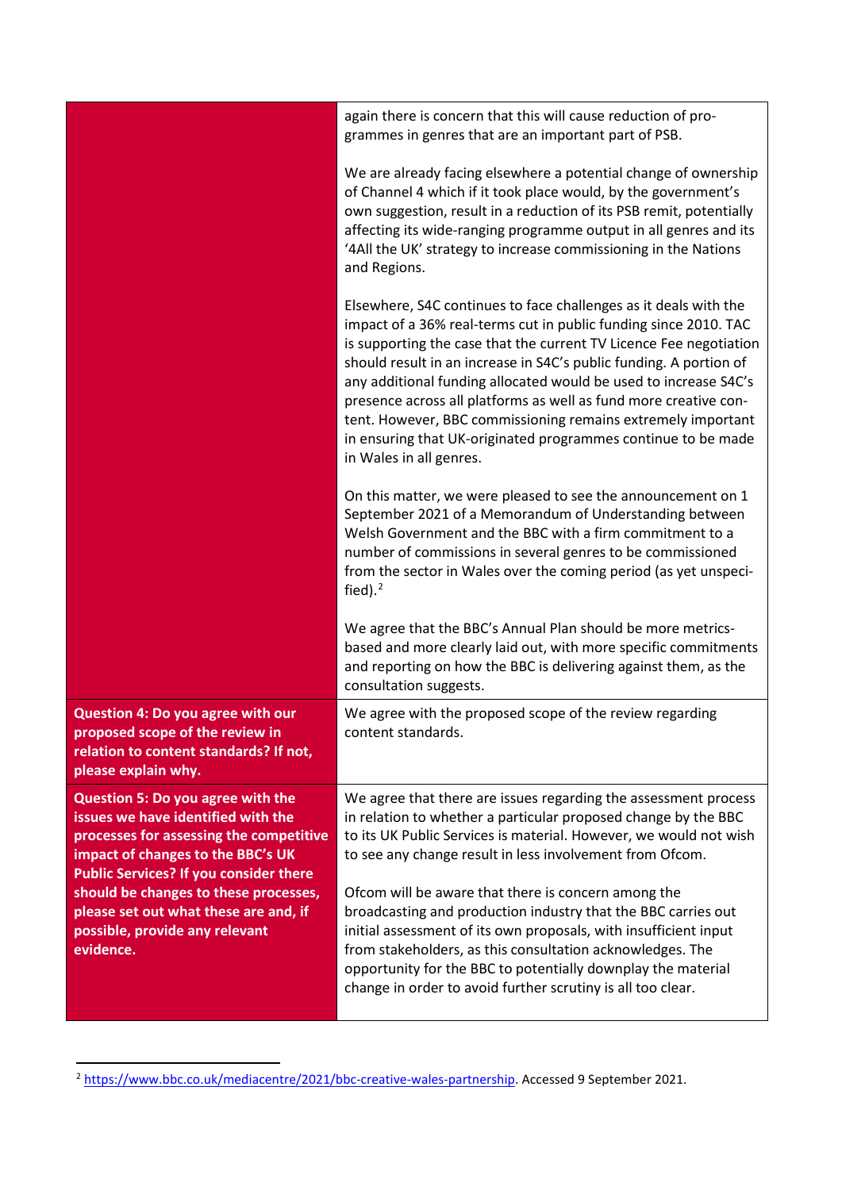| | |
|---|---|
| | again there is concern that this will cause reduction of programmes in genres that are an important part of PSB.<br><br>We are already facing elsewhere a potential change of ownership of Channel 4 which if it took place would, by the government's own suggestion, result in a reduction of its PSB remit, potentially affecting its wide-ranging programme output in all genres and its '4All the UK' strategy to increase commissioning in the Nations and Regions.<br><br>Elsewhere, S4C continues to face challenges as it deals with the impact of a 36% real-terms cut in public funding since 2010. TAC is supporting the case that the current TV Licence Fee negotiation should result in an increase in S4C's public funding. A portion of any additional funding allocated would be used to increase S4C's presence across all platforms as well as fund more creative content. However, BBC commissioning remains extremely important in ensuring that UK-originated programmes continue to be made in Wales in all genres.<br><br>On this matter, we were pleased to see the announcement on 1 September 2021 of a Memorandum of Understanding between Welsh Government and the BBC with a firm commitment to a number of commissions in several genres to be commissioned from the sector in Wales over the coming period (as yet unspecified).[2]<br><br>We agree that the BBC's Annual Plan should be more metrics-based and more clearly laid out, with more specific commitments and reporting on how the BBC is delivering against them, as the consultation suggests. |
| **Question 4: Do you agree with our proposed scope of the review in relation to content standards? If not, please explain why.** | We agree with the proposed scope of the review regarding content standards. |
| **Question 5: Do you agree with the issues we have identified with the processes for assessing the competitive impact of changes to the BBC's UK Public Services? If you consider there should be changes to these processes, please set out what these are and, if possible, provide any relevant evidence.** | We agree that there are issues regarding the assessment process in relation to whether a particular proposed change by the BBC to its UK Public Services is material. However, we would not wish to see any change result in less involvement from Ofcom.<br><br>Ofcom will be aware that there is concern among the broadcasting and production industry that the BBC carries out initial assessment of its own proposals, with insufficient input from stakeholders, as this consultation acknowledges. The opportunity for the BBC to potentially downplay the material change in order to avoid further scrutiny is all too clear. |

[2] https://www.bbc.co.uk/mediacentre/2021/bbc-creative-wales-partnership. Accessed 9 September 2021.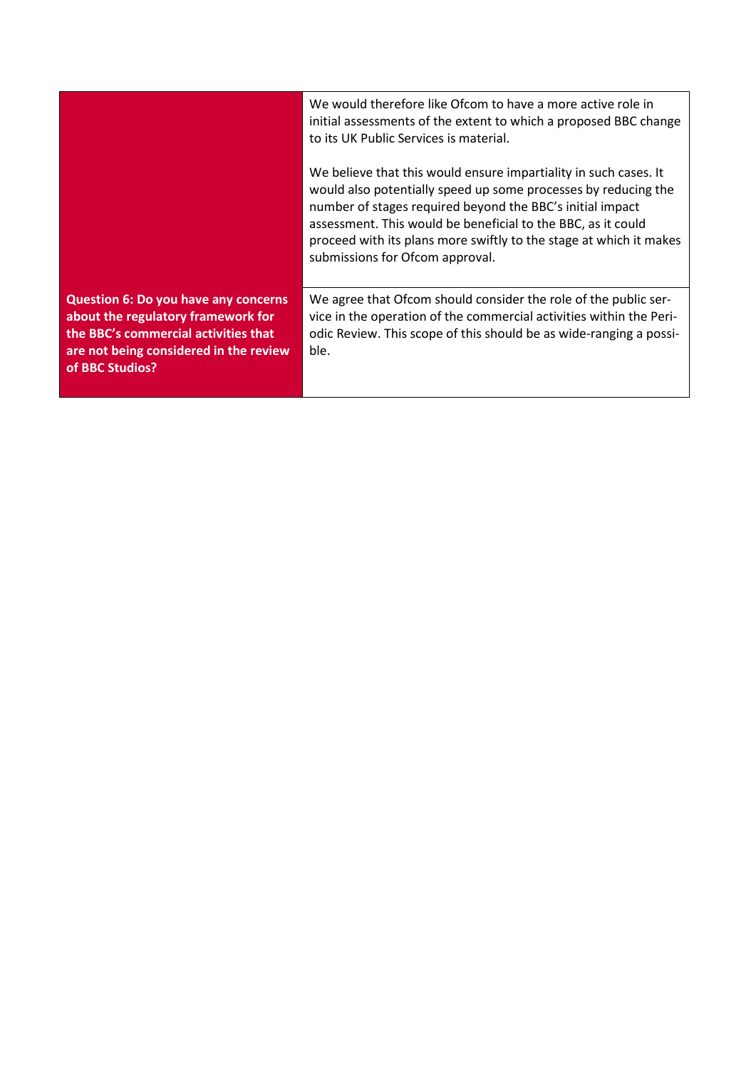| | |
|---|---|
| | We would therefore like Ofcom to have a more active role in initial assessments of the extent to which a proposed BBC change to its UK Public Services is material.<br><br>We believe that this would ensure impartiality in such cases. It would also potentially speed up some processes by reducing the number of stages required beyond the BBC's initial impact assessment. This would be beneficial to the BBC, as it could proceed with its plans more swiftly to the stage at which it makes submissions for Ofcom approval. |
| **Question 6: Do you have any concerns about the regulatory framework for the BBC's commercial activities that are not being considered in the review of BBC Studios?** | We agree that Ofcom should consider the role of the public service in the operation of the commercial activities within the Periodic Review. This scope of this should be as wide-ranging a possible. |